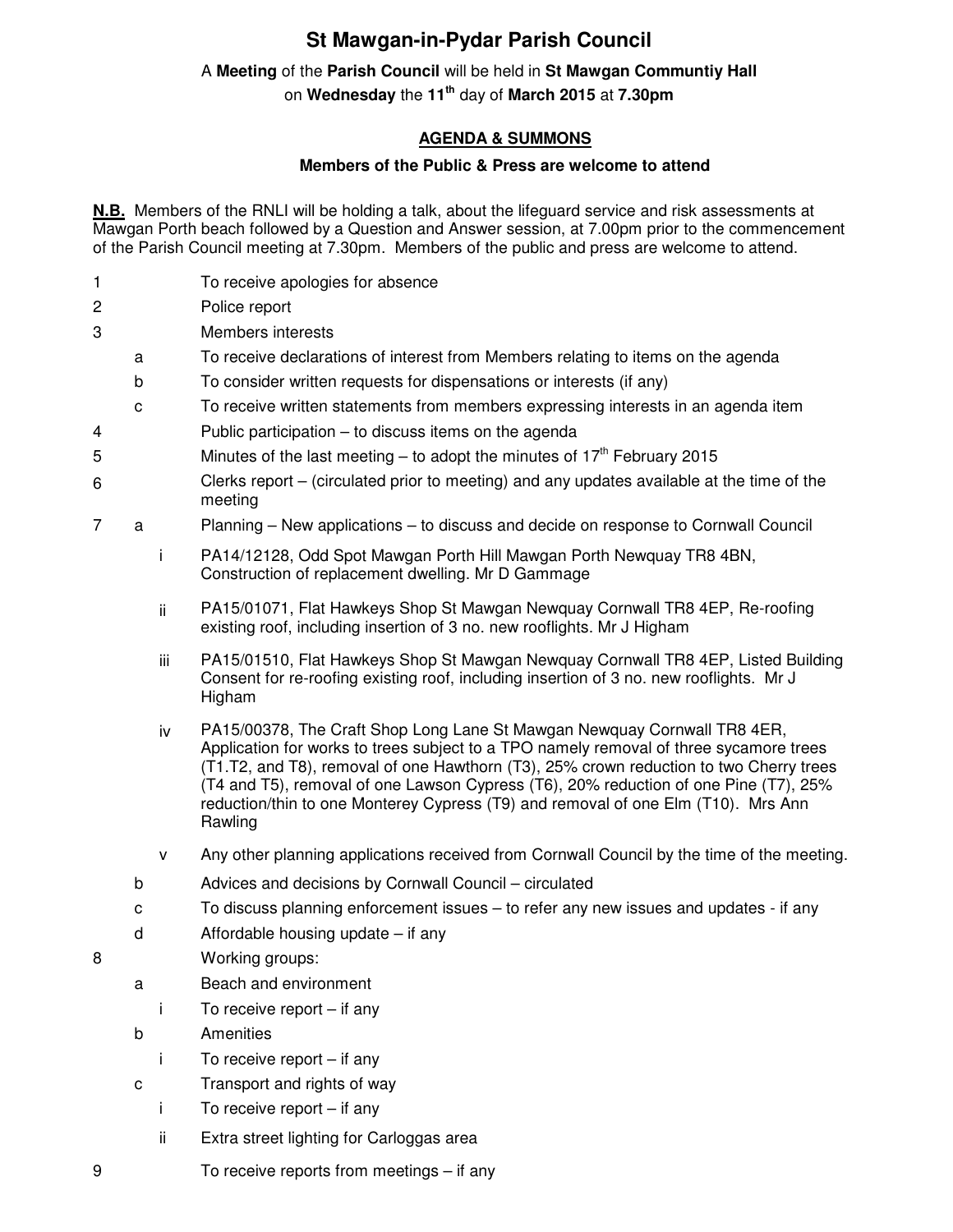# St Mawgan-in-Pydar Parish Council

A **Meeting** of the **Parish Council** will be held in **St Mawgan Communtiy Hall** on **Wednesday** the **11th** day of **March 2015** at **7.30pm**

## AGENDA & SUMMONS

**Members of the Public & Press are welcome to attend**

**N.B.** Members of the RNLI will be holding a talk, about the lifeguard service and risk assessments at Mawgan Porth beach followed by a Question and Answer session, at 7.00pm prior to the commencement of the Parish Council meeting at 7.30pm. Members of the public and press are welcome to attend.

1. To receive apologies for absence
2. Police report
3. Members interests
   - a. To receive declarations of interest from Members relating to items on the agenda
   - b. To consider written requests for dispensations or interests (if any)
   - c. To receive written statements from members expressing interests in an agenda item
4. Public participation – to discuss items on the agenda
5. Minutes of the last meeting – to adopt the minutes of 17th February 2015
6. Clerks report – (circulated prior to meeting) and any updates available at the time of the meeting
7. a. Planning – New applications – to discuss and decide on response to Cornwall Council
      - i. PA14/12128, Odd Spot Mawgan Porth Hill Mawgan Porth Newquay TR8 4BN, Construction of replacement dwelling. Mr D Gammage
      - ii. PA15/01071, Flat Hawkeys Shop St Mawgan Newquay Cornwall TR8 4EP, Re-roofing existing roof, including insertion of 3 no. new rooflights. Mr J Higham
      - iii. PA15/01510, Flat Hawkeys Shop St Mawgan Newquay Cornwall TR8 4EP, Listed Building Consent for re-roofing existing roof, including insertion of 3 no. new rooflights. Mr J Higham
      - iv. PA15/00378, The Craft Shop Long Lane St Mawgan Newquay Cornwall TR8 4ER, Application for works to trees subject to a TPO namely removal of three sycamore trees (T1.T2, and T8), removal of one Hawthorn (T3), 25% crown reduction to two Cherry trees (T4 and T5), removal of one Lawson Cypress (T6), 20% reduction of one Pine (T7), 25% reduction/thin to one Monterey Cypress (T9) and removal of one Elm (T10). Mrs Ann Rawling
      - v. Any other planning applications received from Cornwall Council by the time of the meeting.
   - b. Advices and decisions by Cornwall Council – circulated
   - c. To discuss planning enforcement issues – to refer any new issues and updates - if any
   - d. Affordable housing update – if any
8. Working groups:
   - a. Beach and environment
      - i. To receive report – if any
   - b. Amenities
      - i. To receive report – if any
   - c. Transport and rights of way
      - i. To receive report – if any
      - ii. Extra street lighting for Carloggas area
9. To receive reports from meetings – if any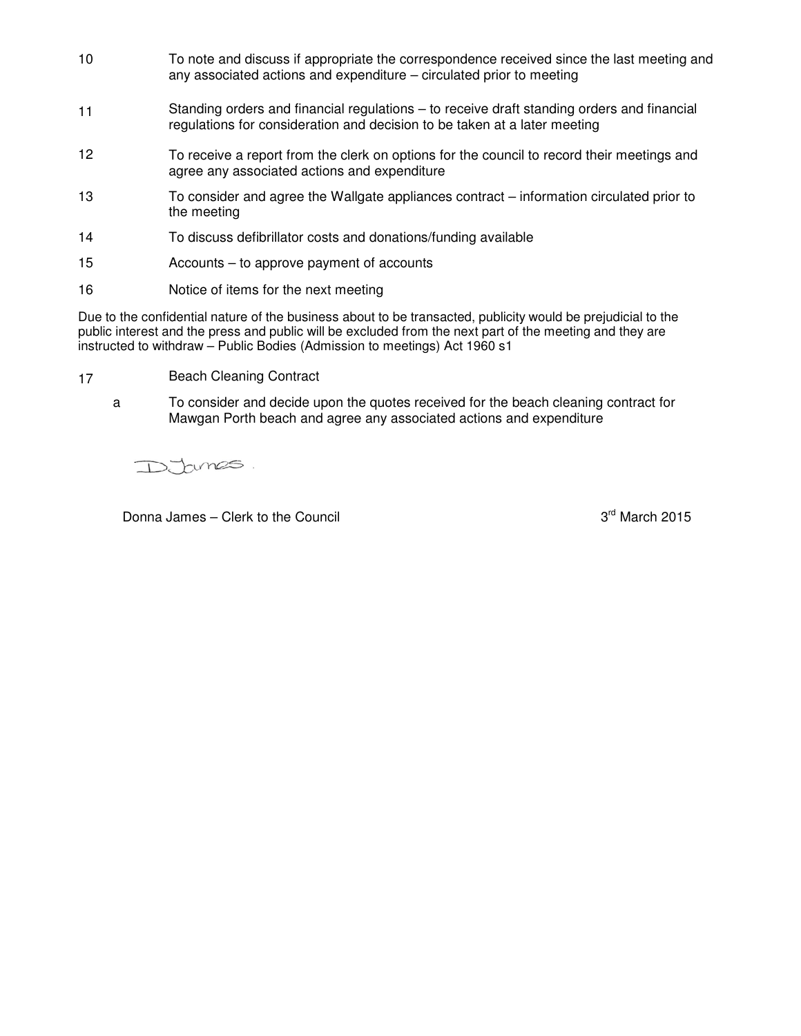10 To note and discuss if appropriate the correspondence received since the last meeting and any associated actions and expenditure – circulated prior to meeting

11 Standing orders and financial regulations – to receive draft standing orders and financial regulations for consideration and decision to be taken at a later meeting

12 To receive a report from the clerk on options for the council to record their meetings and agree any associated actions and expenditure

13 To consider and agree the Wallgate appliances contract – information circulated prior to the meeting

14 To discuss defibrillator costs and donations/funding available

15 Accounts – to approve payment of accounts

16 Notice of items for the next meeting

Due to the confidential nature of the business about to be transacted, publicity would be prejudicial to the public interest and the press and public will be excluded from the next part of the meeting and they are instructed to withdraw – Public Bodies (Admission to meetings) Act 1960 s1

17 Beach Cleaning Contract

a To consider and decide upon the quotes received for the beach cleaning contract for Mawgan Porth beach and agree any associated actions and expenditure

D.James.

Donna James – Clerk to the Council 3rd March 2015